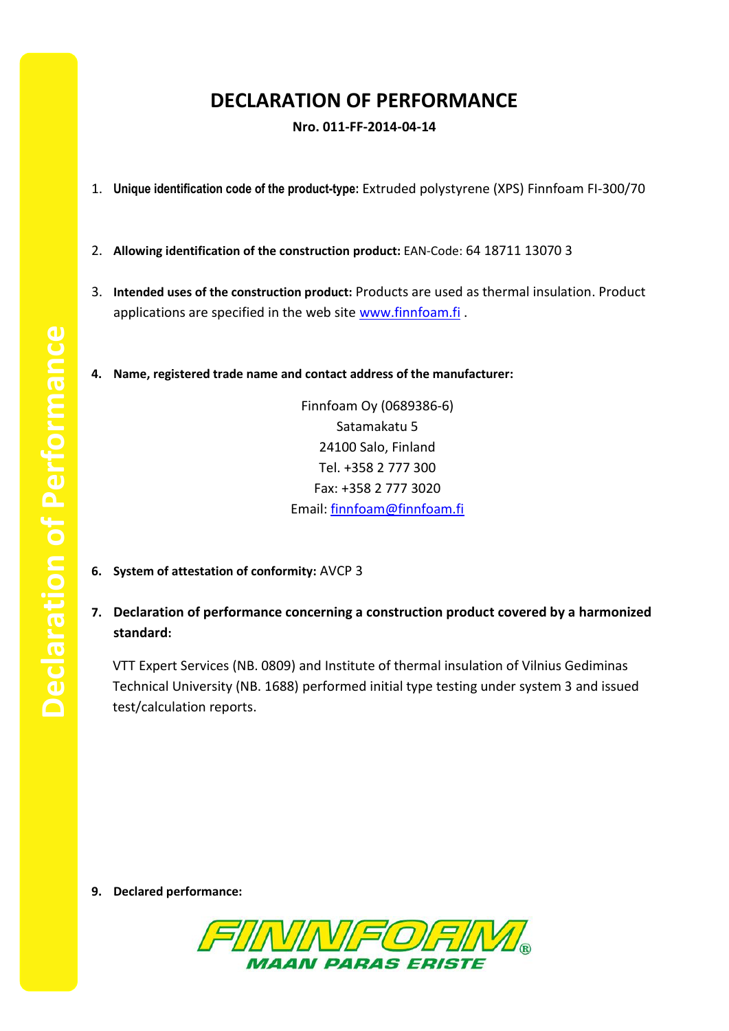# DECLARATION OF PERFORMANCE

**Nro. 011-FF-2014-04-14**

1. **Unique identification code of the product-type:** Extruded polystyrene (XPS) Finnfoam FI-300/70

2. **Allowing identification of the construction product:** EAN-Code: 64 18711 13070 3

3. **Intended uses of the construction product:** Products are used as thermal insulation. Product applications are specified in the web site www.finnfoam.fi .

4. **Name, registered trade name and contact address of the manufacturer:**

   Finnfoam Oy (0689386-6)
   Satamakatu 5
   24100 Salo, Finland
   Tel. +358 2 777 300
   Fax: +358 2 777 3020
   Email: finnfoam@finnfoam.fi

6. **System of attestation of conformity:** AVCP 3

7. **Declaration of performance concerning a construction product covered by a harmonized standard:**

   VTT Expert Services (NB. 0809) and Institute of thermal insulation of Vilnius Gediminas Technical University (NB. 1688) performed initial type testing under system 3 and issued test/calculation reports.

9. **Declared performance:**

FINNFOAM®
MAAN PARAS ERISTE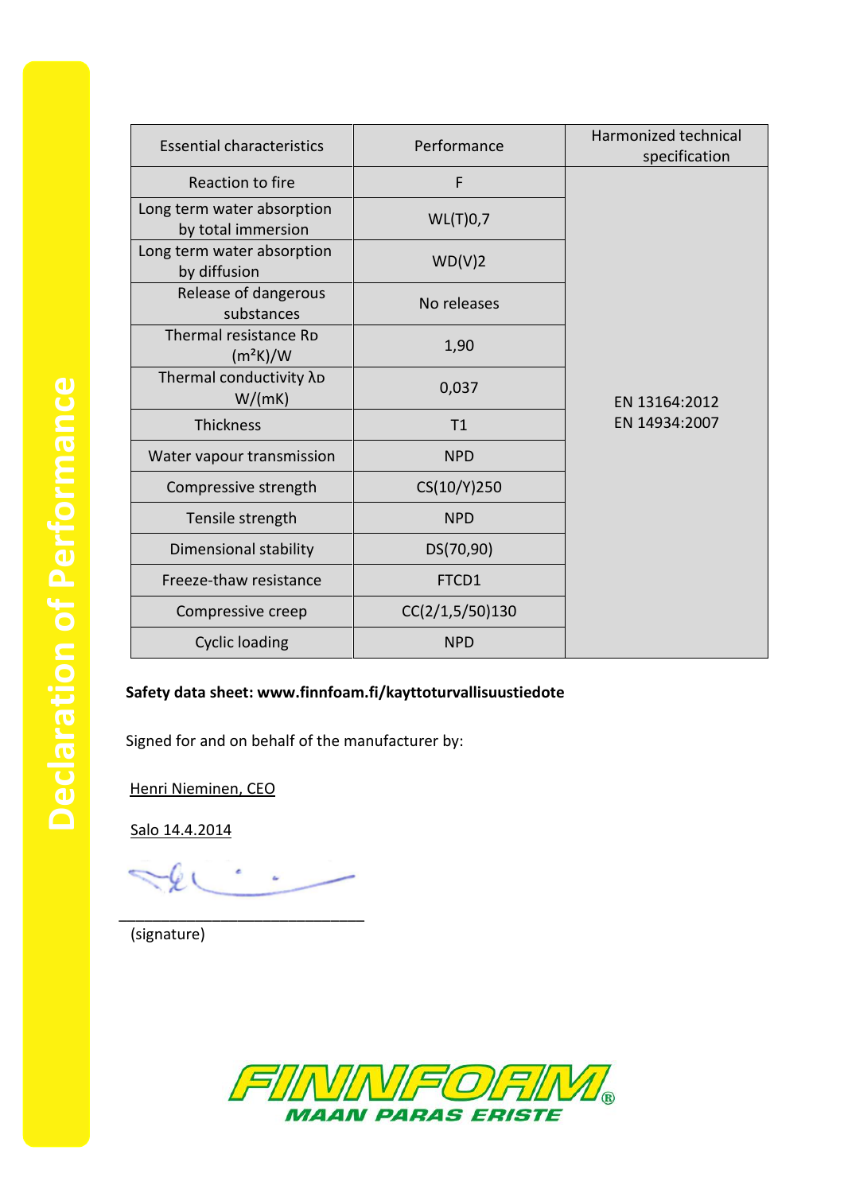# Declaration of Performance

| Essential characteristics | Performance | Harmonized technical specification |
|---|---|---|
| Reaction to fire | F | EN 13164:2012<br>EN 14934:2007 |
| Long term water absorption by total immersion | WL(T)0,7 | |
| Long term water absorption by diffusion | WD(V)2 | |
| Release of dangerous substances | No releases | |
| Thermal resistance $R_D$ $(m^2K)/W$ | 1,90 | |
| Thermal conductivity $\lambda_D$ W/(mK) | 0,037 | |
| Thickness | T1 | |
| Water vapour transmission | NPD | |
| Compressive strength | CS(10/Y)250 | |
| Tensile strength | NPD | |
| Dimensional stability | DS(70,90) | |
| Freeze-thaw resistance | FTCD1 | |
| Compressive creep | CC(2/1,5/50)130 | |
| Cyclic loading | NPD | |

**Safety data sheet: www.finnfoam.fi/kayttoturvallisuustiedote**

Signed for and on behalf of the manufacturer by:

Henri Nieminen, CEO

Salo 14.4.2014

______________________________

(signature)

FINNFOAM®
MAAN PARAS ERISTE